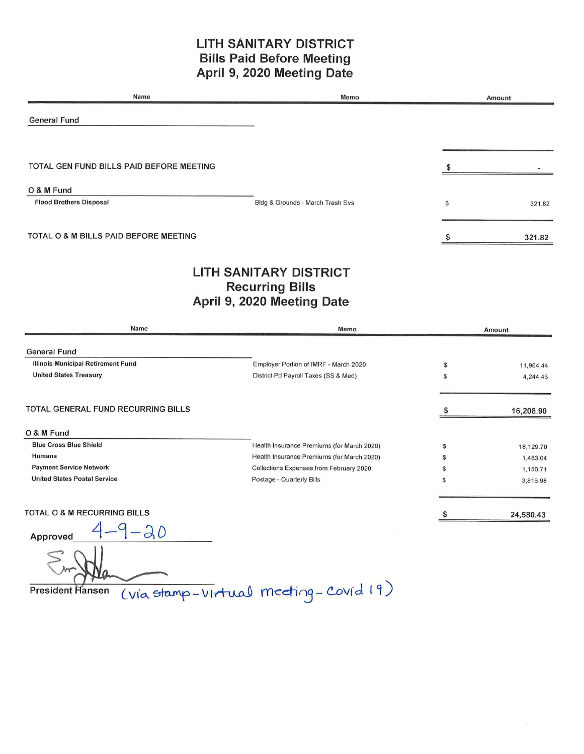# LITH SANITARY DISTRICT
## Bills Paid Before Meeting
## April 9, 2020 Meeting Date

| Name | Memo | Amount |
|---|---|---|
| **General Fund** | | |
| | | |
| TOTAL GEN FUND BILLS PAID BEFORE MEETING | | $ - |
| **O & M Fund** | | |
| Flood Brothers Disposal | Bldg & Grounds - March Trash Svs | $ 321.82 |
| TOTAL O & M BILLS PAID BEFORE MEETING | | **$ 321.82** |

# LITH SANITARY DISTRICT
## Recurring Bills
## April 9, 2020 Meeting Date

| Name | Memo | Amount |
|---|---|---|
| **General Fund** | | |
| Illinois Municipal Retirement Fund | Employer Portion of IMRF - March 2020 | $ 11,964.44 |
| United States Treasury | District Pd Payroll Taxes (SS & Med) | $ 4,244.46 |
| TOTAL GENERAL FUND RECURRING BILLS | | **$ 16,208.90** |
| **O & M Fund** | | |
| Blue Cross Blue Shield | Health Insurance Premiums (for March 2020) | $ 18,129.70 |
| Humana | Health Insurance Premiums (for March 2020) | $ 1,483.04 |
| Payment Service Network | Collections Expenses from February 2020 | $ 1,150.71 |
| United States Postal Service | Postage - Quarterly Bills | $ 3,816.98 |
| TOTAL O & M RECURRING BILLS | | **$ 24,580.43** |

Approved 4-9-20

President Hansen (via stamp - virtual meeting - Covid 19)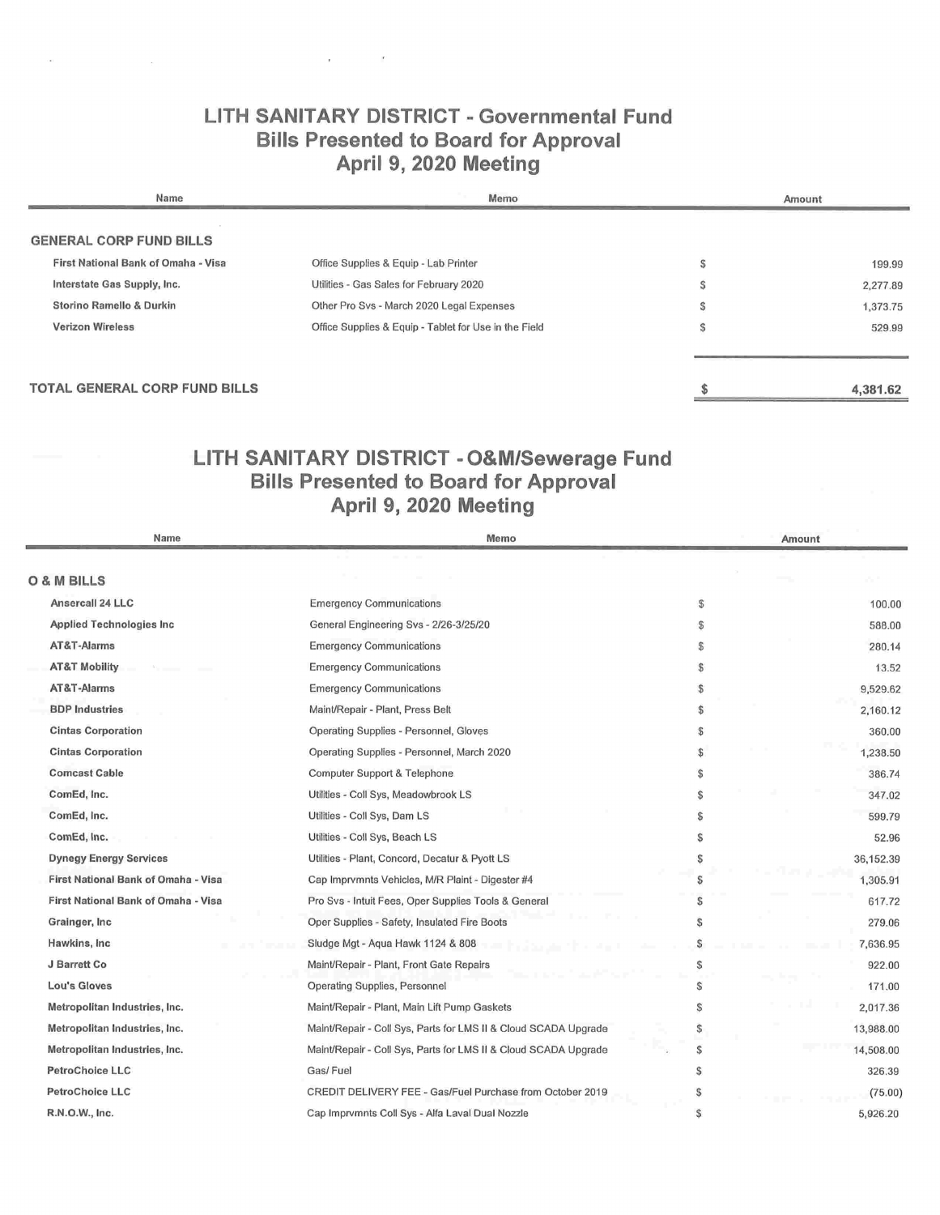## LITH SANITARY DISTRICT - Governmental Fund
## Bills Presented to Board for Approval
## April 9, 2020 Meeting

| Name | Memo | | Amount |
|---|---|---|---|
| **GENERAL CORP FUND BILLS** | | | |
| First National Bank of Omaha - Visa | Office Supplies & Equip - Lab Printer | $ | 199.99 |
| Interstate Gas Supply, Inc. | Utilities - Gas Sales for February 2020 | $ | 2,277.89 |
| Storino Ramello & Durkin | Other Pro Svs - March 2020 Legal Expenses | $ | 1,373.75 |
| Verizon Wireless | Office Supplies & Equip - Tablet for Use in the Field | $ | 529.99 |
| **TOTAL GENERAL CORP FUND BILLS** | | **$** | **4,381.62** |

## LITH SANITARY DISTRICT - O&M/Sewerage Fund
## Bills Presented to Board for Approval
## April 9, 2020 Meeting

| Name | Memo | | Amount |
|---|---|---|---|
| **O & M BILLS** | | | |
| Ansercall 24 LLC | Emergency Communications | $ | 100.00 |
| Applied Technologies Inc | General Engineering Svs - 2/26-3/25/20 | $ | 588.00 |
| AT&T-Alarms | Emergency Communications | $ | 280.14 |
| AT&T Mobility | Emergency Communications | $ | 13.52 |
| AT&T-Alarms | Emergency Communications | $ | 9,529.62 |
| BDP Industries | Maint/Repair - Plant, Press Belt | $ | 2,160.12 |
| Cintas Corporation | Operating Supplies - Personnel, Gloves | $ | 360.00 |
| Cintas Corporation | Operating Supplies - Personnel, March 2020 | $ | 1,238.50 |
| Comcast Cable | Computer Support & Telephone | $ | 386.74 |
| ComEd, Inc. | Utilities - Coll Sys, Meadowbrook LS | $ | 347.02 |
| ComEd, Inc. | Utilities - Coll Sys, Dam LS | $ | 599.79 |
| ComEd, Inc. | Utilities - Coll Sys, Beach LS | $ | 52.96 |
| Dynegy Energy Services | Utilities - Plant, Concord, Decatur & Pyott LS | $ | 36,152.39 |
| First National Bank of Omaha - Visa | Cap Imprvmnts Vehicles, M/R Plaint - Digester #4 | $ | 1,305.91 |
| First National Bank of Omaha - Visa | Pro Svs - Intuit Fees, Oper Supplies Tools & General | $ | 617.72 |
| Grainger, Inc | Oper Supplies - Safety, Insulated Fire Boots | $ | 279.06 |
| Hawkins, Inc | Sludge Mgt - Aqua Hawk 1124 & 808 | $ | 7,636.95 |
| J Barrett Co | Maint/Repair - Plant, Front Gate Repairs | $ | 922.00 |
| Lou's Gloves | Operating Supplies, Personnel | $ | 171.00 |
| Metropolitan Industries, Inc. | Maint/Repair - Plant, Main Lift Pump Gaskets | $ | 2,017.36 |
| Metropolitan Industries, Inc. | Maint/Repair - Coll Sys, Parts for LMS II & Cloud SCADA Upgrade | $ | 13,988.00 |
| Metropolitan Industries, Inc. | Maint/Repair - Coll Sys, Parts for LMS II & Cloud SCADA Upgrade | $ | 14,508.00 |
| PetroChoice LLC | Gas/ Fuel | $ | 326.39 |
| PetroChoice LLC | CREDIT DELIVERY FEE - Gas/Fuel Purchase from October 2019 | $ | (75.00) |
| R.N.O.W., Inc. | Cap Imprvmnts Coll Sys - Alfa Laval Dual Nozzle | $ | 5,926.20 |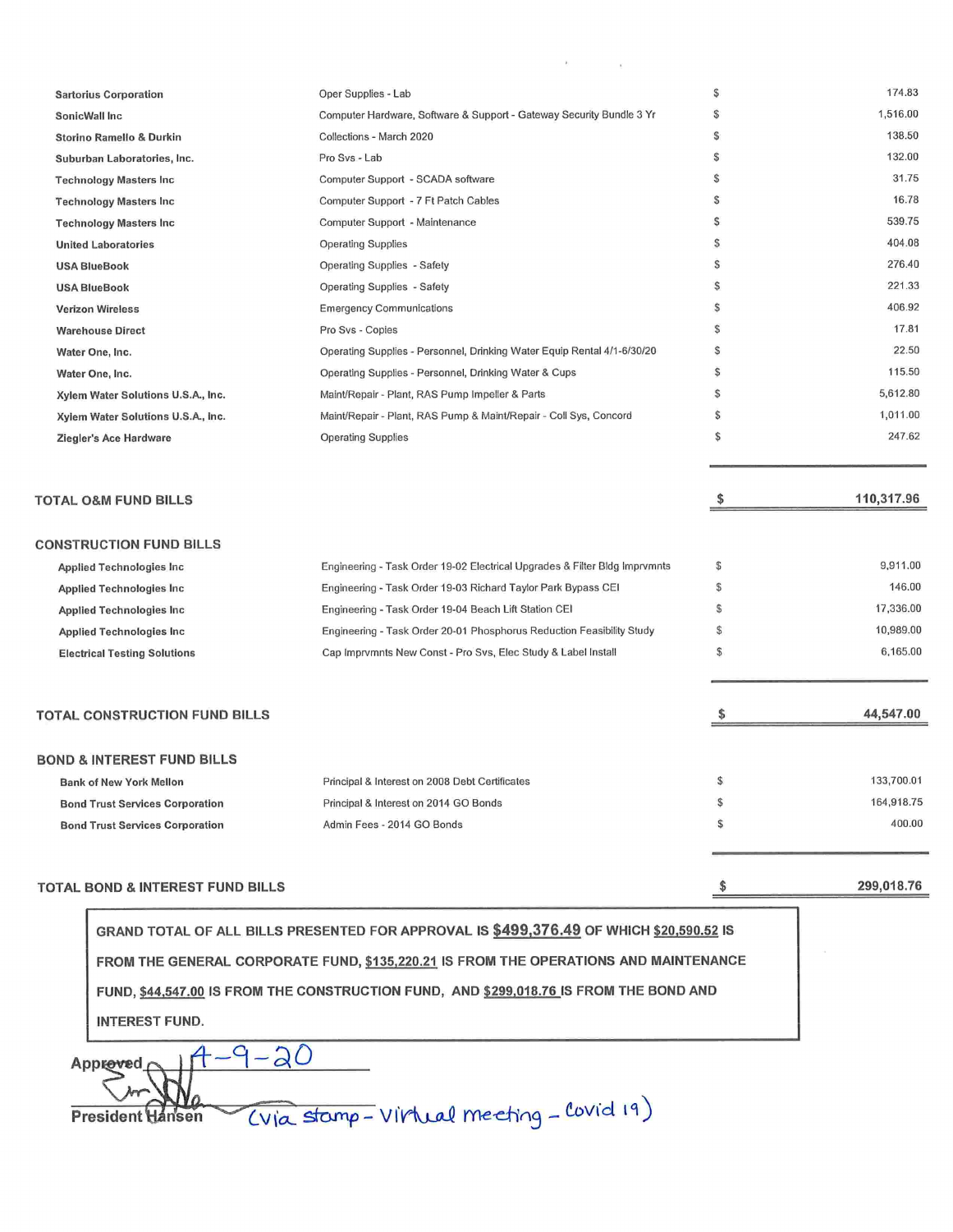| | | | |
|---|---|---|---|
| Sartorius Corporation | Oper Supplies - Lab | $ | 174.83 |
| SonicWall Inc | Computer Hardware, Software & Support - Gateway Security Bundle 3 Yr | $ | 1,516.00 |
| Storino Ramello & Durkin | Collections - March 2020 | $ | 138.50 |
| Suburban Laboratories, Inc. | Pro Svs - Lab | $ | 132.00 |
| Technology Masters Inc | Computer Support - SCADA software | $ | 31.75 |
| Technology Masters Inc | Computer Support - 7 Ft Patch Cables | $ | 16.78 |
| Technology Masters Inc | Computer Support - Maintenance | $ | 539.75 |
| United Laboratories | Operating Supplies | $ | 404.08 |
| USA BlueBook | Operating Supplies - Safety | $ | 276.40 |
| USA BlueBook | Operating Supplies - Safety | $ | 221.33 |
| Verizon Wireless | Emergency Communications | $ | 406.92 |
| Warehouse Direct | Pro Svs - Copies | $ | 17.81 |
| Water One, Inc. | Operating Supplies - Personnel, Drinking Water Equip Rental 4/1-6/30/20 | $ | 22.50 |
| Water One, Inc. | Operating Supplies - Personnel, Drinking Water & Cups | $ | 115.50 |
| Xylem Water Solutions U.S.A., Inc. | Maint/Repair - Plant, RAS Pump Impeller & Parts | $ | 5,612.80 |
| Xylem Water Solutions U.S.A., Inc. | Maint/Repair - Plant, RAS Pump & Maint/Repair - Coll Sys, Concord | $ | 1,011.00 |
| Ziegler's Ace Hardware | Operating Supplies | $ | 247.62 |
| **TOTAL O&M FUND BILLS** | | **$** | **110,317.96** |

## CONSTRUCTION FUND BILLS

| | | | |
|---|---|---|---|
| Applied Technologies Inc | Engineering - Task Order 19-02 Electrical Upgrades & Filter Bldg Imprvmnts | $ | 9,911.00 |
| Applied Technologies Inc | Engineering - Task Order 19-03 Richard Taylor Park Bypass CEI | $ | 146.00 |
| Applied Technologies Inc | Engineering - Task Order 19-04 Beach Lift Station CEI | $ | 17,336.00 |
| Applied Technologies Inc | Engineering - Task Order 20-01 Phosphorus Reduction Feasibility Study | $ | 10,989.00 |
| Electrical Testing Solutions | Cap Imprvmnts New Const - Pro Svs, Elec Study & Label Install | $ | 6,165.00 |
| **TOTAL CONSTRUCTION FUND BILLS** | | **$** | **44,547.00** |

## BOND & INTEREST FUND BILLS

| | | | |
|---|---|---|---|
| Bank of New York Mellon | Principal & Interest on 2008 Debt Certificates | $ | 133,700.01 |
| Bond Trust Services Corporation | Principal & Interest on 2014 GO Bonds | $ | 164,918.75 |
| Bond Trust Services Corporation | Admin Fees - 2014 GO Bonds | $ | 400.00 |
| **TOTAL BOND & INTEREST FUND BILLS** | | **$** | **299,018.76** |

**GRAND TOTAL OF ALL BILLS PRESENTED FOR APPROVAL IS $499,376.49 OF WHICH $20,590.52 IS FROM THE GENERAL CORPORATE FUND, $135,220.21 IS FROM THE OPERATIONS AND MAINTENANCE FUND, $44,547.00 IS FROM THE CONSTRUCTION FUND, AND $299,018.76 IS FROM THE BOND AND INTEREST FUND.**

Approved 4-9-20

President Hansen (via stamp - virtual meeting - Covid 19)